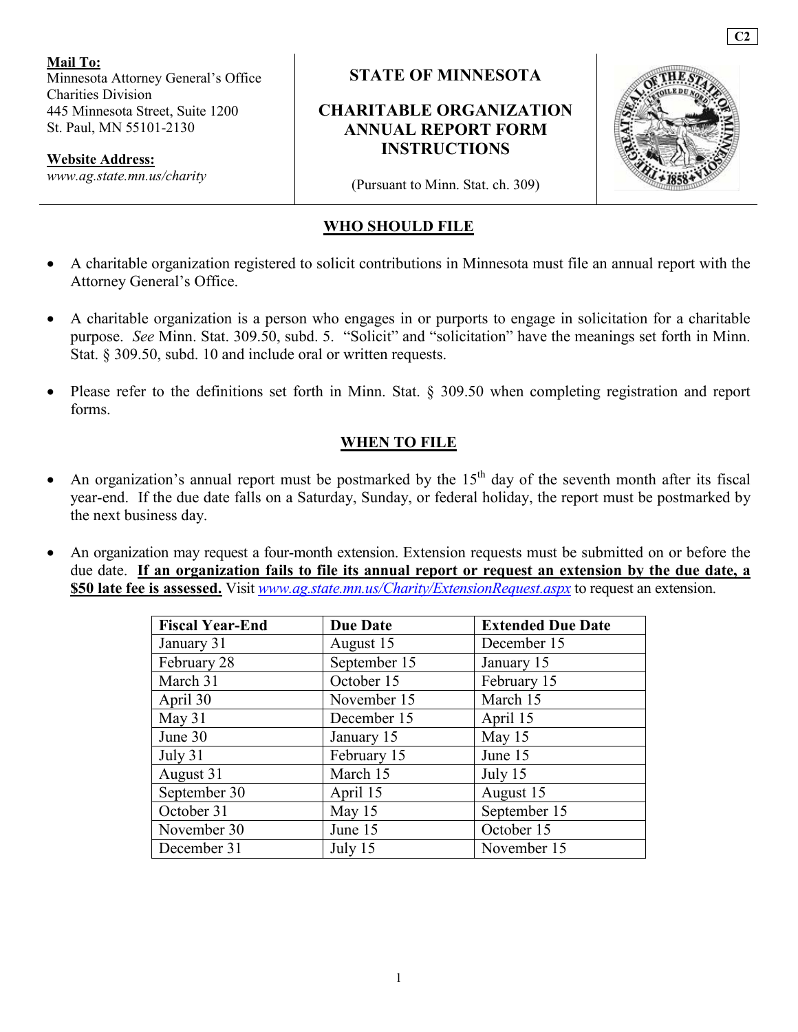C2

**Mail To:**
Minnesota Attorney General's Office
Charities Division
445 Minnesota Street, Suite 1200
St. Paul, MN 55101-2130

**Website Address:**
*www.ag.state.mn.us/charity*

# STATE OF MINNESOTA

# CHARITABLE ORGANIZATION ANNUAL REPORT FORM INSTRUCTIONS

(Pursuant to Minn. Stat. ch. 309)

## WHO SHOULD FILE

- A charitable organization registered to solicit contributions in Minnesota must file an annual report with the Attorney General's Office.
- A charitable organization is a person who engages in or purports to engage in solicitation for a charitable purpose. *See* Minn. Stat. 309.50, subd. 5. "Solicit" and "solicitation" have the meanings set forth in Minn. Stat. § 309.50, subd. 10 and include oral or written requests.
- Please refer to the definitions set forth in Minn. Stat. § 309.50 when completing registration and report forms.

## WHEN TO FILE

- An organization's annual report must be postmarked by the 15th day of the seventh month after its fiscal year-end. If the due date falls on a Saturday, Sunday, or federal holiday, the report must be postmarked by the next business day.
- An organization may request a four-month extension. Extension requests must be submitted on or before the due date. **If an organization fails to file its annual report or request an extension by the due date, a $50 late fee is assessed.** Visit *www.ag.state.mn.us/Charity/ExtensionRequest.aspx* to request an extension.

| Fiscal Year-End | Due Date | Extended Due Date |
|---|---|---|
| January 31 | August 15 | December 15 |
| February 28 | September 15 | January 15 |
| March 31 | October 15 | February 15 |
| April 30 | November 15 | March 15 |
| May 31 | December 15 | April 15 |
| June 30 | January 15 | May 15 |
| July 31 | February 15 | June 15 |
| August 31 | March 15 | July 15 |
| September 30 | April 15 | August 15 |
| October 31 | May 15 | September 15 |
| November 30 | June 15 | October 15 |
| December 31 | July 15 | November 15 |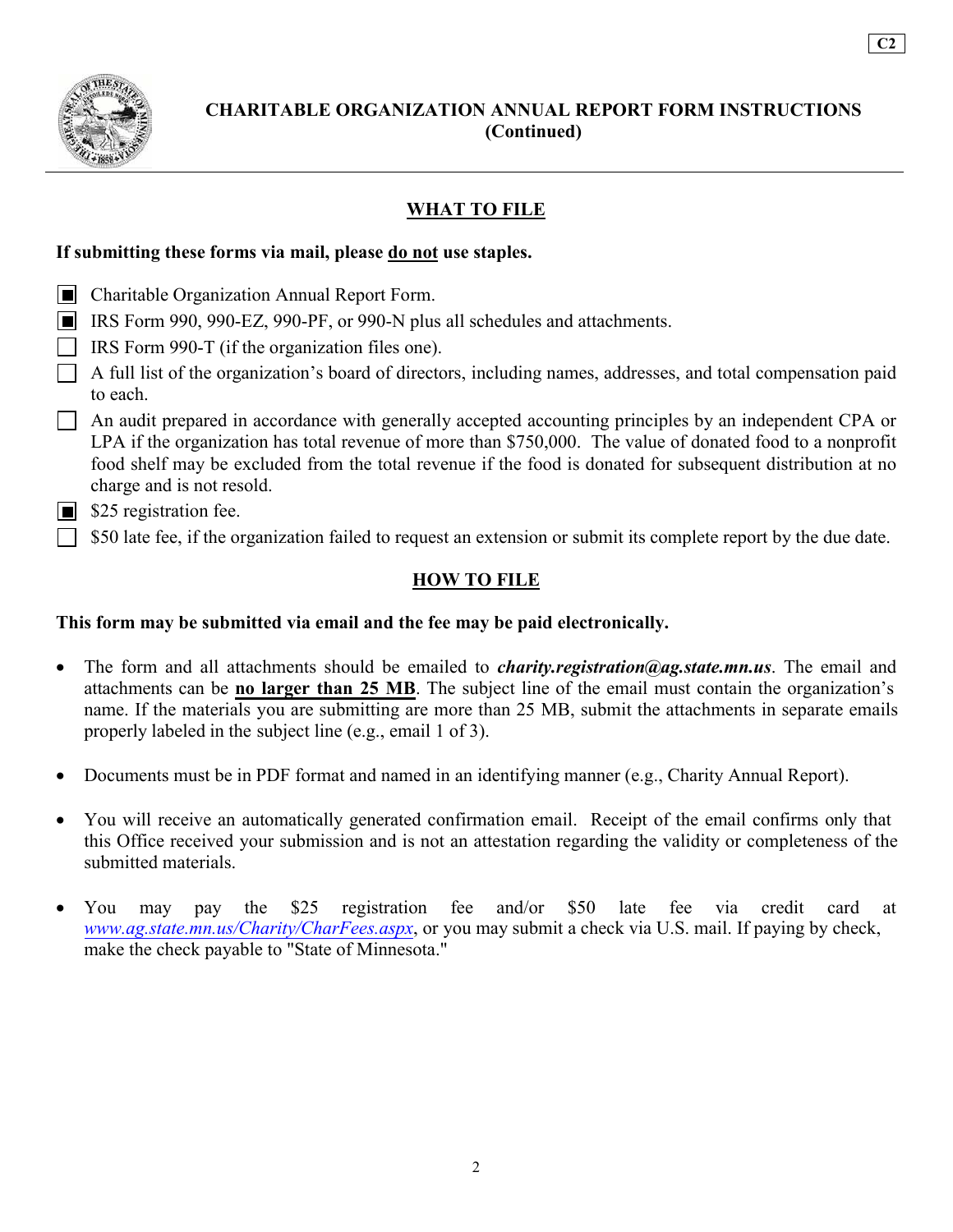C2

# CHARITABLE ORGANIZATION ANNUAL REPORT FORM INSTRUCTIONS (Continued)

## WHAT TO FILE

**If submitting these forms via mail, please do not use staples.**

- [x] Charitable Organization Annual Report Form.
- [x] IRS Form 990, 990-EZ, 990-PF, or 990-N plus all schedules and attachments.
- [ ] IRS Form 990-T (if the organization files one).
- [ ] A full list of the organization's board of directors, including names, addresses, and total compensation paid to each.
- [ ] An audit prepared in accordance with generally accepted accounting principles by an independent CPA or LPA if the organization has total revenue of more than $750,000. The value of donated food to a nonprofit food shelf may be excluded from the total revenue if the food is donated for subsequent distribution at no charge and is not resold.
- [x] $25 registration fee.
- [ ] $50 late fee, if the organization failed to request an extension or submit its complete report by the due date.

## HOW TO FILE

**This form may be submitted via email and the fee may be paid electronically.**

- The form and all attachments should be emailed to ***charity.registration@ag.state.mn.us***. The email and attachments can be **no larger than 25 MB**. The subject line of the email must contain the organization's name. If the materials you are submitting are more than 25 MB, submit the attachments in separate emails properly labeled in the subject line (e.g., email 1 of 3).

- Documents must be in PDF format and named in an identifying manner (e.g., Charity Annual Report).

- You will receive an automatically generated confirmation email. Receipt of the email confirms only that this Office received your submission and is not an attestation regarding the validity or completeness of the submitted materials.

- You may pay the $25 registration fee and/or $50 late fee via credit card at *www.ag.state.mn.us/Charity/CharFees.aspx*, or you may submit a check via U.S. mail. If paying by check, make the check payable to "State of Minnesota."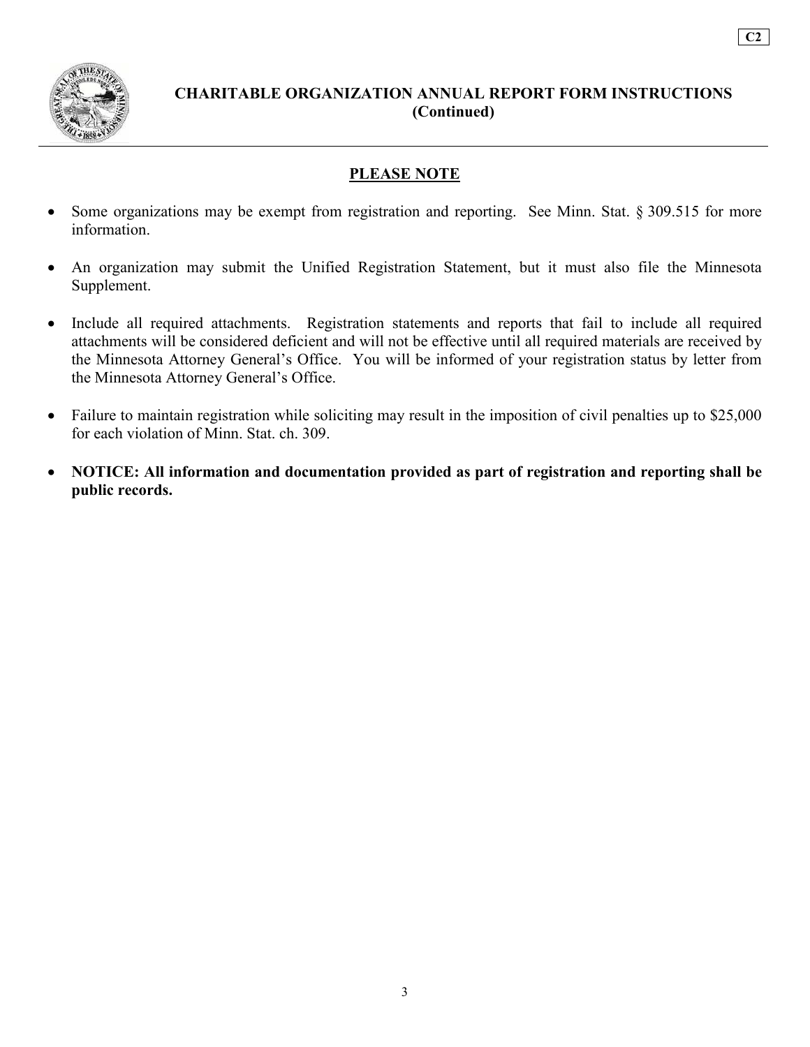C2

# CHARITABLE ORGANIZATION ANNUAL REPORT FORM INSTRUCTIONS (Continued)

## PLEASE NOTE

- Some organizations may be exempt from registration and reporting. See Minn. Stat. § 309.515 for more information.
- An organization may submit the Unified Registration Statement, but it must also file the Minnesota Supplement.
- Include all required attachments. Registration statements and reports that fail to include all required attachments will be considered deficient and will not be effective until all required materials are received by the Minnesota Attorney General's Office. You will be informed of your registration status by letter from the Minnesota Attorney General's Office.
- Failure to maintain registration while soliciting may result in the imposition of civil penalties up to $25,000 for each violation of Minn. Stat. ch. 309.
- **NOTICE: All information and documentation provided as part of registration and reporting shall be public records.**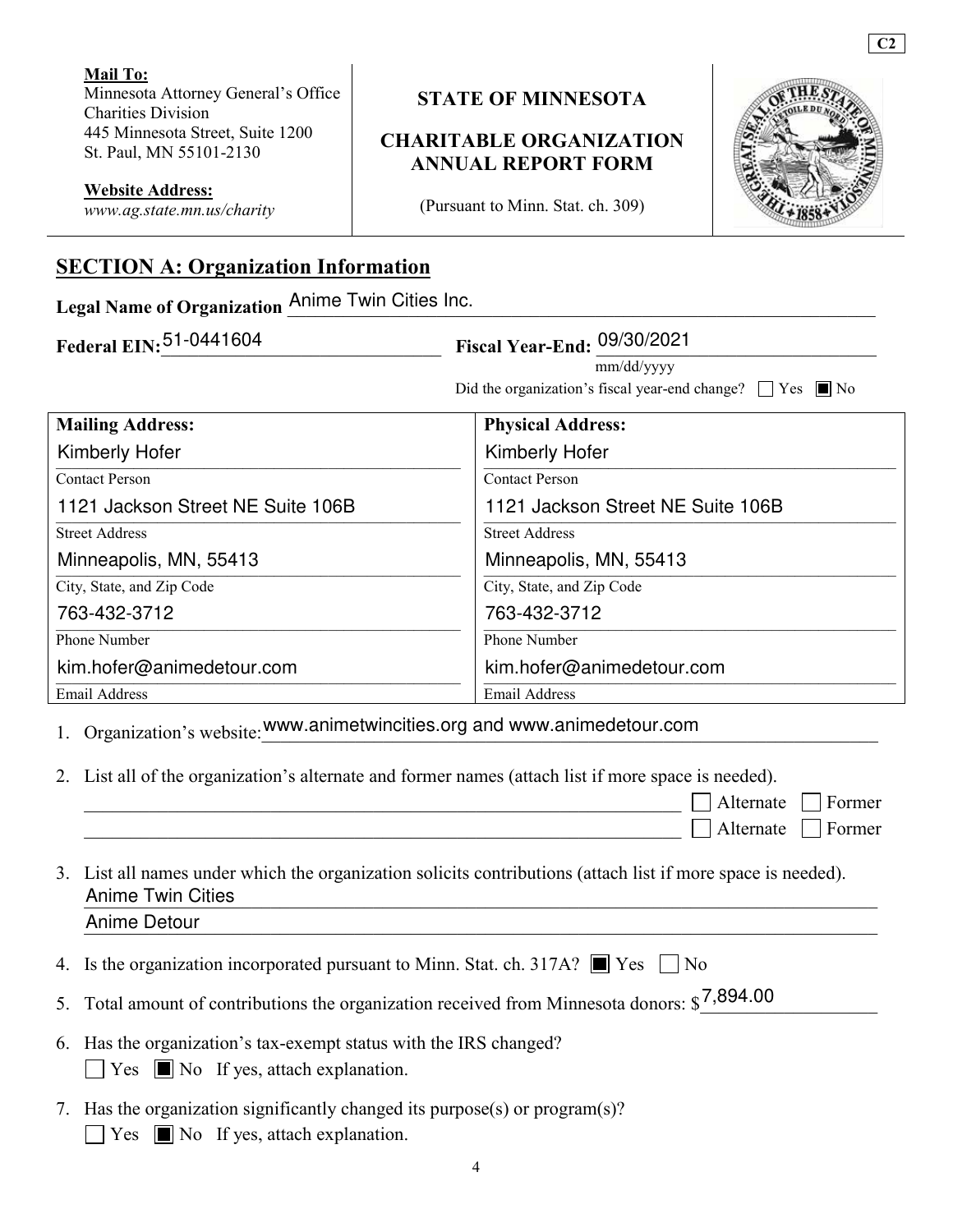C2

**Mail To:**
Minnesota Attorney General's Office
Charities Division
445 Minnesota Street, Suite 1200
St. Paul, MN 55101-2130

**Website Address:**
*www.ag.state.mn.us/charity*

**STATE OF MINNESOTA**

**CHARITABLE ORGANIZATION ANNUAL REPORT FORM**

(Pursuant to Minn. Stat. ch. 309)

## SECTION A: Organization Information

**Legal Name of Organization** Anime Twin Cities Inc.

**Federal EIN:** 51-0441604

**Fiscal Year-End:** 09/30/2021
mm/dd/yyyy

Did the organization's fiscal year-end change? ☐ Yes ☒ No

| Mailing Address: | Physical Address: |
|---|---|
| Kimberly Hofer | Kimberly Hofer |
| Contact Person | Contact Person |
| 1121 Jackson Street NE Suite 106B | 1121 Jackson Street NE Suite 106B |
| Street Address | Street Address |
| Minneapolis, MN, 55413 | Minneapolis, MN, 55413 |
| City, State, and Zip Code | City, State, and Zip Code |
| 763-432-3712 | 763-432-3712 |
| Phone Number | Phone Number |
| kim.hofer@animedetour.com | kim.hofer@animedetour.com |
| Email Address | Email Address |

1. Organization's website: www.animetwincities.org and www.animedetour.com

2. List all of the organization's alternate and former names (attach list if more space is needed).
   ______ ☐ Alternate ☐ Former
   ______ ☐ Alternate ☐ Former

3. List all names under which the organization solicits contributions (attach list if more space is needed).
   Anime Twin Cities
   Anime Detour

4. Is the organization incorporated pursuant to Minn. Stat. ch. 317A? ☒ Yes ☐ No

5. Total amount of contributions the organization received from Minnesota donors: $7,894.00

6. Has the organization's tax-exempt status with the IRS changed?
   ☐ Yes ☒ No If yes, attach explanation.

7. Has the organization significantly changed its purpose(s) or program(s)?
   ☐ Yes ☒ No If yes, attach explanation.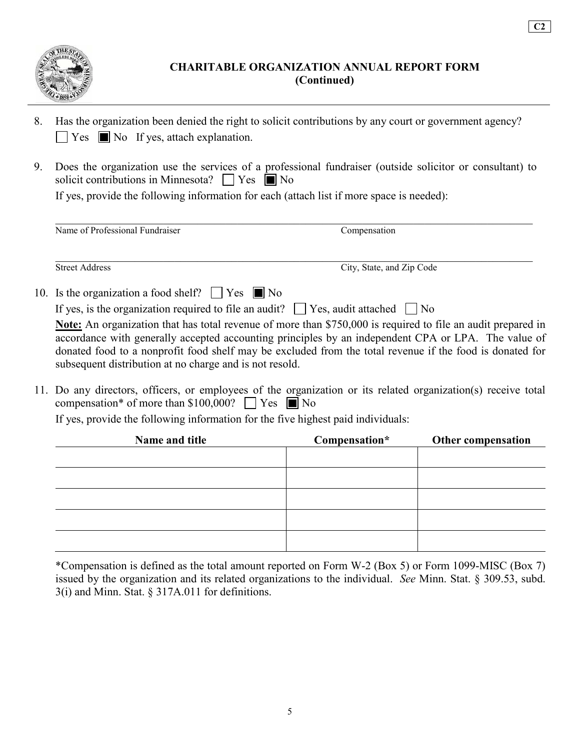# CHARITABLE ORGANIZATION ANNUAL REPORT FORM (Continued)

8. Has the organization been denied the right to solicit contributions by any court or government agency?
   ☐ Yes ■ No If yes, attach explanation.

9. Does the organization use the services of a professional fundraiser (outside solicitor or consultant) to solicit contributions in Minnesota? ☐ Yes ■ No
   If yes, provide the following information for each (attach list if more space is needed):

   | Name of Professional Fundraiser | Compensation |
   |---|---|
   | | |

   | Street Address | City, State, and Zip Code |
   |---|---|
   | | |

10. Is the organization a food shelf? ☐ Yes ■ No
    If yes, is the organization required to file an audit? ☐ Yes, audit attached ☐ No
    **Note:** An organization that has total revenue of more than $750,000 is required to file an audit prepared in accordance with generally accepted accounting principles by an independent CPA or LPA. The value of donated food to a nonprofit food shelf may be excluded from the total revenue if the food is donated for subsequent distribution at no charge and is not resold.

11. Do any directors, officers, or employees of the organization or its related organization(s) receive total compensation* of more than $100,000? ☐ Yes ■ No
    If yes, provide the following information for the five highest paid individuals:

| Name and title | Compensation* | Other compensation |
|---|---|---|
| | | |
| | | |
| | | |
| | | |
| | | |

*Compensation is defined as the total amount reported on Form W-2 (Box 5) or Form 1099-MISC (Box 7) issued by the organization and its related organizations to the individual. *See* Minn. Stat. § 309.53, subd. 3(i) and Minn. Stat. § 317A.011 for definitions.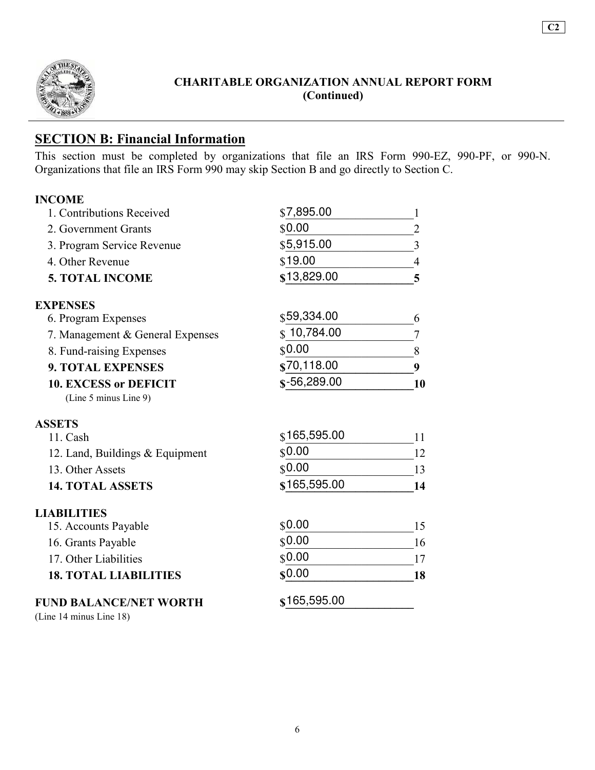C2

**CHARITABLE ORGANIZATION ANNUAL REPORT FORM**
**(Continued)**

## SECTION B: Financial Information

This section must be completed by organizations that file an IRS Form 990-EZ, 990-PF, or 990-N. Organizations that file an IRS Form 990 may skip Section B and go directly to Section C.

| | | |
|---|---|---|
| **INCOME** | | |
| 1. Contributions Received | $7,895.00 | 1 |
| 2. Government Grants | $0.00 | 2 |
| 3. Program Service Revenue | $5,915.00 | 3 |
| 4. Other Revenue | $19.00 | 4 |
| **5. TOTAL INCOME** | **$**13,829.00 | **5** |
| **EXPENSES** | | |
| 6. Program Expenses | $59,334.00 | 6 |
| 7. Management & General Expenses | $ 10,784.00 | 7 |
| 8. Fund-raising Expenses | $0.00 | 8 |
| **9. TOTAL EXPENSES** | **$**70,118.00 | **9** |
| **10. EXCESS or DEFICIT** (Line 5 minus Line 9) | **$**-56,289.00 | **10** |
| **ASSETS** | | |
| 11. Cash | $165,595.00 | 11 |
| 12. Land, Buildings & Equipment | $0.00 | 12 |
| 13. Other Assets | $0.00 | 13 |
| **14. TOTAL ASSETS** | **$**165,595.00 | **14** |
| **LIABILITIES** | | |
| 15. Accounts Payable | $0.00 | 15 |
| 16. Grants Payable | $0.00 | 16 |
| 17. Other Liabilities | $0.00 | 17 |
| **18. TOTAL LIABILITIES** | **$**0.00 | **18** |
| **FUND BALANCE/NET WORTH** (Line 14 minus Line 18) | **$**165,595.00 | |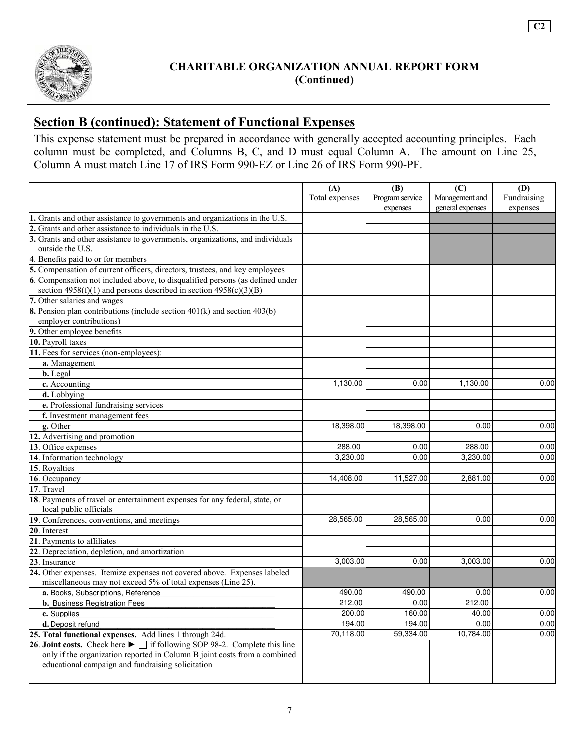C2

# CHARITABLE ORGANIZATION ANNUAL REPORT FORM (Continued)

## Section B (continued): Statement of Functional Expenses

This expense statement must be prepared in accordance with generally accepted accounting principles. Each column must be completed, and Columns B, C, and D must equal Column A. The amount on Line 25, Column A must match Line 17 of IRS Form 990-EZ or Line 26 of IRS Form 990-PF.

| | (A) Total expenses | (B) Program service expenses | (C) Management and general expenses | (D) Fundraising expenses |
|---|---|---|---|---|
| **1.** Grants and other assistance to governments and organizations in the U.S. | | | | |
| **2.** Grants and other assistance to individuals in the U.S. | | | | |
| **3.** Grants and other assistance to governments, organizations, and individuals outside the U.S. | | | | |
| **4**. Benefits paid to or for members | | | | |
| **5.** Compensation of current officers, directors, trustees, and key employees | | | | |
| **6**. Compensation not included above, to disqualified persons (as defined under section 4958(f)(1) and persons described in section 4958(c)(3)(B) | | | | |
| **7.** Other salaries and wages | | | | |
| **8.** Pension plan contributions (include section 401(k) and section 403(b) employer contributions) | | | | |
| **9.** Other employee benefits | | | | |
| **10.** Payroll taxes | | | | |
| **11.** Fees for services (non-employees): | | | | |
| **a.** Management | | | | |
| **b.** Legal | | | | |
| **c.** Accounting | 1,130.00 | 0.00 | 1,130.00 | 0.00 |
| **d.** Lobbying | | | | |
| **e.** Professional fundraising services | | | | |
| **f.** Investment management fees | | | | |
| **g.** Other | 18,398.00 | 18,398.00 | 0.00 | 0.00 |
| **12.** Advertising and promotion | | | | |
| **13**. Office expenses | 288.00 | 0.00 | 288.00 | 0.00 |
| **14**. Information technology | 3,230.00 | 0.00 | 3,230.00 | 0.00 |
| **15**. Royalties | | | | |
| **16**. Occupancy | 14,408.00 | 11,527.00 | 2,881.00 | 0.00 |
| **17**. Travel | | | | |
| **18**. Payments of travel or entertainment expenses for any federal, state, or local public officials | | | | |
| **19**. Conferences, conventions, and meetings | 28,565.00 | 28,565.00 | 0.00 | 0.00 |
| **20**. Interest | | | | |
| **21**. Payments to affiliates | | | | |
| **22**. Depreciation, depletion, and amortization | | | | |
| **23**. Insurance | 3,003.00 | 0.00 | 3,003.00 | 0.00 |
| **24.** Other expenses. Itemize expenses not covered above. Expenses labeled miscellaneous may not exceed 5% of total expenses (Line 25). | | | | |
| **a.** Books, Subscriptions, Reference | 490.00 | 490.00 | 0.00 | 0.00 |
| **b.** Business Registration Fees | 212.00 | 0.00 | 212.00 | |
| **c.** Supplies | 200.00 | 160.00 | 40.00 | 0.00 |
| **d.** Deposit refund | 194.00 | 194.00 | 0.00 | 0.00 |
| **25. Total functional expenses.** Add lines 1 through 24d. | 70,118.00 | 59,334.00 | 10,784.00 | 0.00 |
| **26**. **Joint costs.** Check here ► ☐ if following SOP 98-2. Complete this line only if the organization reported in Column B joint costs from a combined educational campaign and fundraising solicitation | | | | |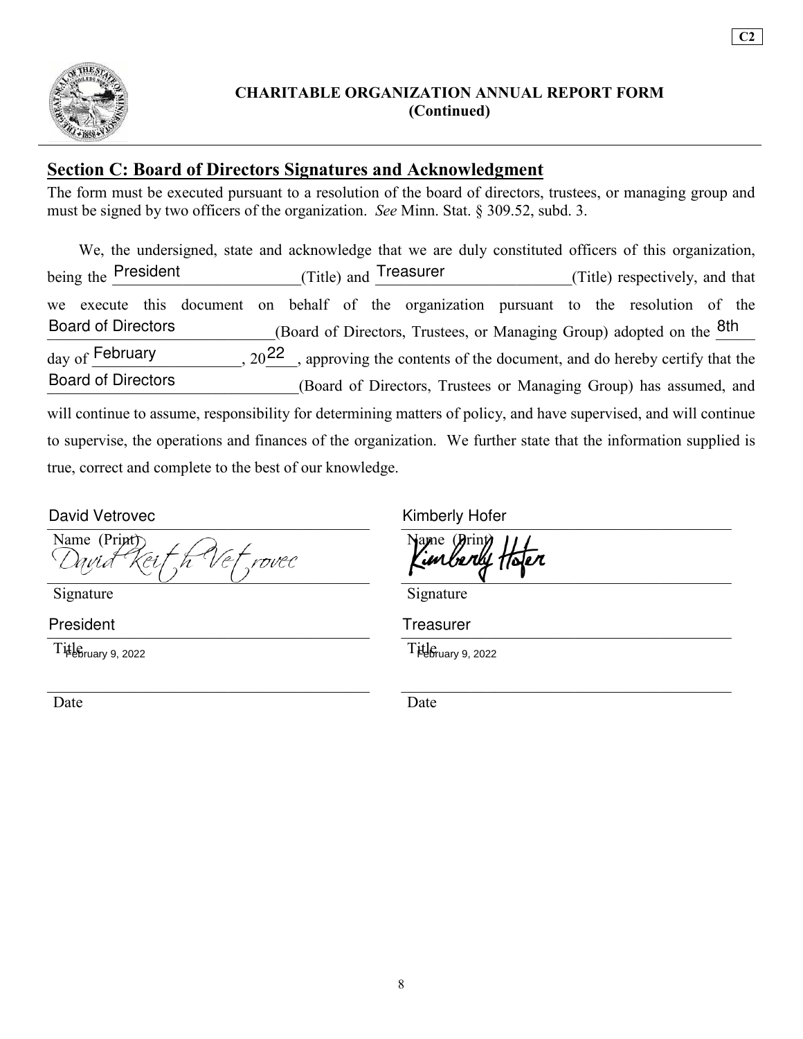C2

**CHARITABLE ORGANIZATION ANNUAL REPORT FORM**
**(Continued)**

## Section C: Board of Directors Signatures and Acknowledgment

The form must be executed pursuant to a resolution of the board of directors, trustees, or managing group and must be signed by two officers of the organization. *See* Minn. Stat. § 309.52, subd. 3.

We, the undersigned, state and acknowledge that we are duly constituted officers of this organization, being the President (Title) and Treasurer (Title) respectively, and that we execute this document on behalf of the organization pursuant to the resolution of the Board of Directors (Board of Directors, Trustees, or Managing Group) adopted on the 8th day of February, 2022, approving the contents of the document, and do hereby certify that the Board of Directors (Board of Directors, Trustees or Managing Group) has assumed, and will continue to assume, responsibility for determining matters of policy, and have supervised, and will continue to supervise, the operations and finances of the organization. We further state that the information supplied is true, correct and complete to the best of our knowledge.

David Vetrovec
Name (Print)

David Keith Vetrovec
Signature

President
Title

February 9, 2022
Date

Kimberly Hofer
Name (Print)

Kimberly Hofer
Signature

Treasurer
Title

February 9, 2022
Date